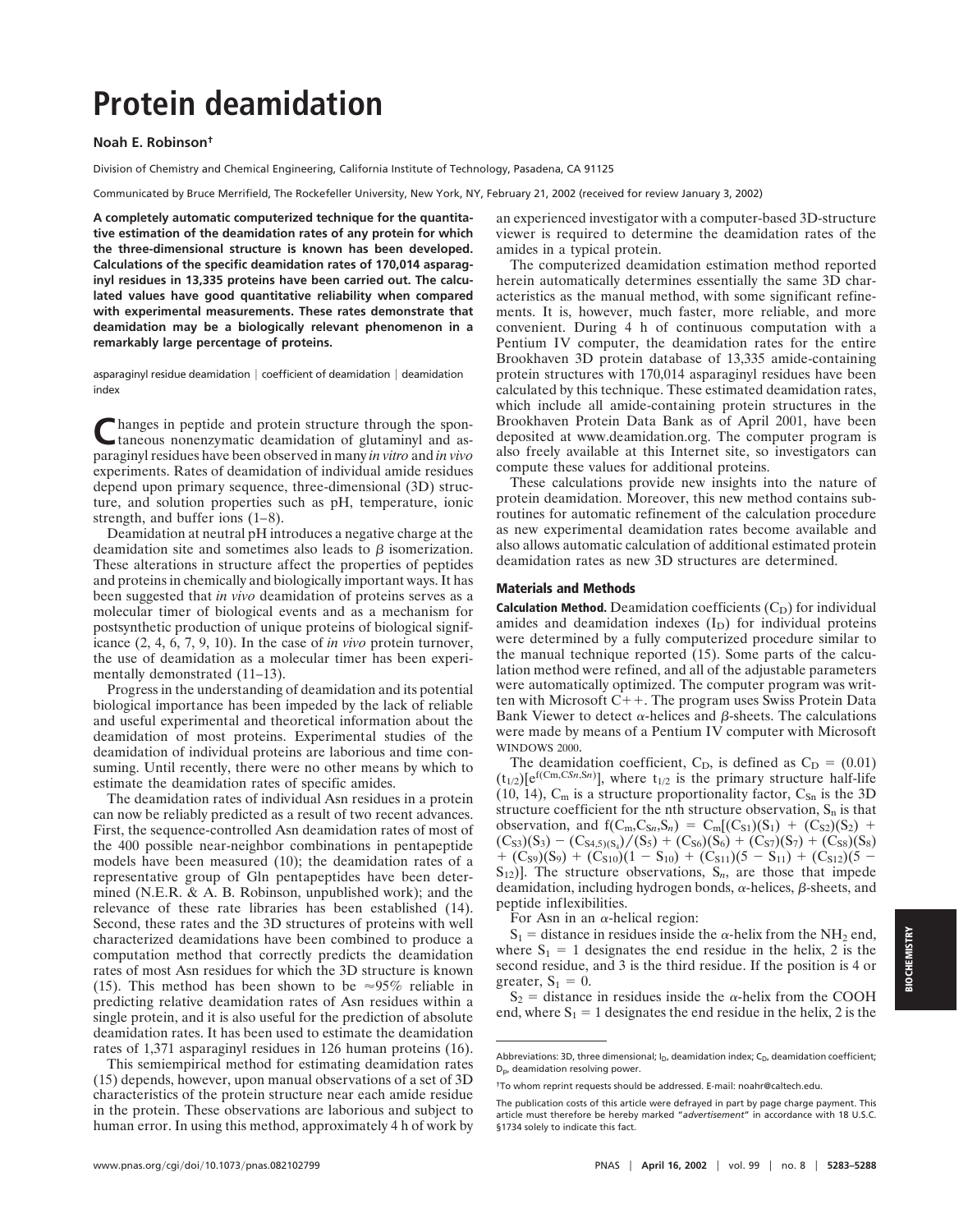# Protein deamidation

**Noah E. Robinson**†

Division of Chemistry and Chemical Engineering, California Institute of Technology, Pasadena, CA 91125

Communicated by Bruce Merrifield, The Rockefeller University, New York, NY, February 21, 2002 (received for review January 3, 2002)

**A completely automatic computerized technique for the quantitative estimation of the deamidation rates of any protein for which the three-dimensional structure is known has been developed. Calculations of the specific deamidation rates of 170,014 asparaginyl residues in 13,335 proteins have been carried out. The calculated values have good quantitative reliability when compared with experimental measurements. These rates demonstrate that deamidation may be a biologically relevant phenomenon in a remarkably large percentage of proteins.**

asparaginyl residue deamidation | coefficient of deamidation | deamidation index

Changes in peptide and protein structure through the spontaneous nonenzymatic deamidation of glutaminyl and asparaginyl residues have been observed in many *in vitro* and *in vivo* experiments. Rates of deamidation of individual amide residues depend upon primary sequence, three-dimensional (3D) structure, and solution properties such as pH, temperature, ionic strength, and buffer ions (1–8).

Deamidation at neutral pH introduces a negative charge at the deamidation site and sometimes also leads to $\beta$ isomerization. These alterations in structure affect the properties of peptides and proteins in chemically and biologically important ways. It has been suggested that *in vivo* deamidation of proteins serves as a molecular timer of biological events and as a mechanism for postsynthetic production of unique proteins of biological significance (2, 4, 6, 7, 9, 10). In the case of *in vivo* protein turnover, the use of deamidation as a molecular timer has been experimentally demonstrated (11–13).

Progress in the understanding of deamidation and its potential biological importance has been impeded by the lack of reliable and useful experimental and theoretical information about the deamidation of most proteins. Experimental studies of the deamidation of individual proteins are laborious and time consuming. Until recently, there were no other means by which to estimate the deamidation rates of specific amides.

The deamidation rates of individual Asn residues in a protein can now be reliably predicted as a result of two recent advances. First, the sequence-controlled Asn deamidation rates of most of the 400 possible near-neighbor combinations in pentapeptide models have been measured (10); the deamidation rates of a representative group of Gln pentapeptides have been determined (N.E.R. & A. B. Robinson, unpublished work); and the relevance of these rate libraries has been established (14). Second, these rates and the 3D structures of proteins with well characterized deamidations have been combined to produce a computation method that correctly predicts the deamidation rates of most Asn residues for which the 3D structure is known (15). This method has been shown to be ≈95% reliable in predicting relative deamidation rates of Asn residues within a single protein, and it is also useful for the prediction of absolute deamidation rates. It has been used to estimate the deamidation rates of 1,371 asparaginyl residues in 126 human proteins (16).

This semiempirical method for estimating deamidation rates (15) depends, however, upon manual observations of a set of 3D characteristics of the protein structure near each amide residue in the protein. These observations are laborious and subject to human error. In using this method, approximately 4 h of work by an experienced investigator with a computer-based 3D-structure viewer is required to determine the deamidation rates of the amides in a typical protein.

The computerized deamidation estimation method reported herein automatically determines essentially the same 3D characteristics as the manual method, with some significant refinements. It is, however, much faster, more reliable, and more convenient. During 4 h of continuous computation with a Pentium IV computer, the deamidation rates for the entire Brookhaven 3D protein database of 13,335 amide-containing protein structures with 170,014 asparaginyl residues have been calculated by this technique. These estimated deamidation rates, which include all amide-containing protein structures in the Brookhaven Protein Data Bank as of April 2001, have been deposited at www.deamidation.org. The computer program is also freely available at this Internet site, so investigators can compute these values for additional proteins.

These calculations provide new insights into the nature of protein deamidation. Moreover, this new method contains subroutines for automatic refinement of the calculation procedure as new experimental deamidation rates become available and also allows automatic calculation of additional estimated protein deamidation rates as new 3D structures are determined.

## Materials and Methods

**Calculation Method.** Deamidation coefficients ($C_D$) for individual amides and deamidation indexes ($I_D$) for individual proteins were determined by a fully computerized procedure similar to the manual technique reported (15). Some parts of the calculation method were refined, and all of the adjustable parameters were automatically optimized. The computer program was written with Microsoft C++. The program uses Swiss Protein Data Bank Viewer to detect $\alpha$-helices and $\beta$-sheets. The calculations were made by means of a Pentium IV computer with Microsoft WINDOWS 2000.

The deamidation coefficient, $C_D$, is defined as $C_D = (0.01)(t_{1/2})[e^{f(C_m, C_{Sn}, S_n)}]$, where $t_{1/2}$ is the primary structure half-life (10, 14), $C_m$ is a structure proportionality factor, $C_{Sn}$ is the 3D structure coefficient for the nth structure observation, $S_n$ is that observation, and $f(C_m, C_{Sn}, S_n) = C_m[(C_{S1})(S_1) + (C_{S2})(S_2) + (C_{S3})(S_3) - (C_{S4,5)(S_4)})/(S_5) + (C_{S6})(S_6) + (C_{S7})(S_7) + (C_{S8})(S_8) + (C_{S9})(S_9) + (C_{S10})(1 - S_{10}) + (C_{S11})(5 - S_{11}) + (C_{S12})(5 - S_{12})]$. The structure observations, $S_n$, are those that impede deamidation, including hydrogen bonds, $\alpha$-helices, $\beta$-sheets, and peptide inflexibilities.

For Asn in an $\alpha$-helical region:

$S_1$ = distance in residues inside the $\alpha$-helix from the $NH_2$ end, where $S_1 = 1$ designates the end residue in the helix, 2 is the second residue, and 3 is the third residue. If the position is 4 or greater, $S_1 = 0$.

$S_2$ = distance in residues inside the $\alpha$-helix from the COOH end, where $S_1 = 1$ designates the end residue in the helix, 2 is the

---

Abbreviations: 3D, three dimensional; $I_D$, deamidation index; $C_D$, deamidation coefficient; $D_p$, deamidation resolving power.

†To whom reprint requests should be addressed. E-mail: noahr@caltech.edu.

The publication costs of this article were defrayed in part by page charge payment. This article must therefore be hereby marked "*advertisement*" in accordance with 18 U.S.C. §1734 solely to indicate this fact.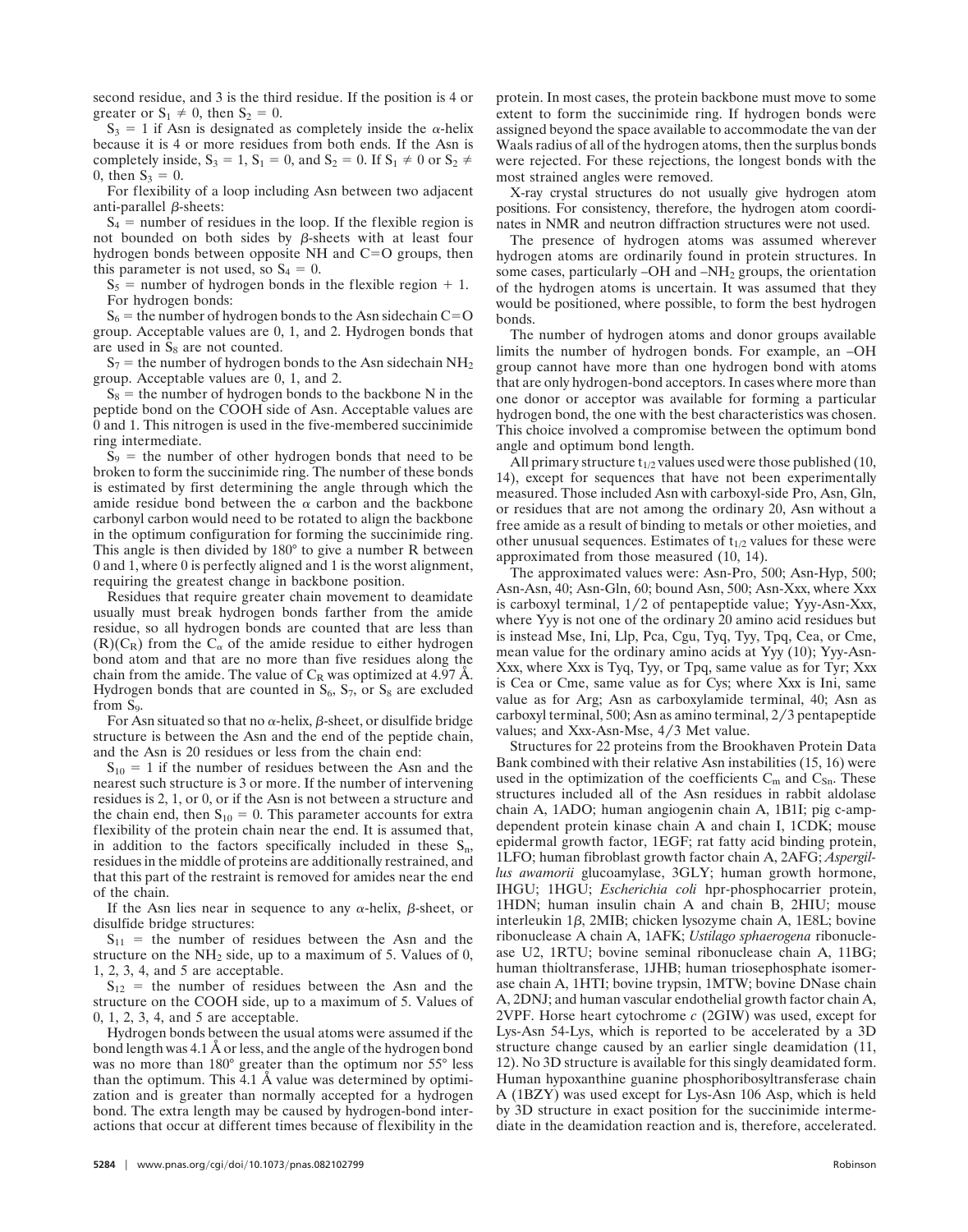second residue, and 3 is the third residue. If the position is 4 or greater or $S_1 \neq 0$, then $S_2 = 0$.

$S_3 = 1$ if Asn is designated as completely inside the α-helix because it is 4 or more residues from both ends. If the Asn is completely inside, $S_3 = 1$, $S_1 = 0$, and $S_2 = 0$. If $S_1 \neq 0$ or $S_2 \neq 0$, then $S_3 = 0$.

For flexibility of a loop including Asn between two adjacent anti-parallel β-sheets:

$S_4$ = number of residues in the loop. If the flexible region is not bounded on both sides by β-sheets with at least four hydrogen bonds between opposite NH and C=O groups, then this parameter is not used, so $S_4 = 0$.

$S_5$ = number of hydrogen bonds in the flexible region + 1.

For hydrogen bonds:

$S_6$ = the number of hydrogen bonds to the Asn sidechain C=O group. Acceptable values are 0, 1, and 2. Hydrogen bonds that are used in $S_8$ are not counted.

$S_7$ = the number of hydrogen bonds to the Asn sidechain $NH_2$ group. Acceptable values are 0, 1, and 2.

$S_8$ = the number of hydrogen bonds to the backbone N in the peptide bond on the COOH side of Asn. Acceptable values are 0 and 1. This nitrogen is used in the five-membered succinimide ring intermediate.

$S_9$ = the number of other hydrogen bonds that need to be broken to form the succinimide ring. The number of these bonds is estimated by first determining the angle through which the amide residue bond between the α carbon and the backbone carbonyl carbon would need to be rotated to align the backbone in the optimum configuration for forming the succinimide ring. This angle is then divided by 180° to give a number R between 0 and 1, where 0 is perfectly aligned and 1 is the worst alignment, requiring the greatest change in backbone position.

Residues that require greater chain movement to deamidate usually must break hydrogen bonds farther from the amide residue, so all hydrogen bonds are counted that are less than $(R)(C_R)$ from the $C_\alpha$ of the amide residue to either hydrogen bond atom and that are no more than five residues along the chain from the amide. The value of $C_R$ was optimized at 4.97 Å. Hydrogen bonds that are counted in $S_6$, $S_7$, or $S_8$ are excluded from $S_9$.

For Asn situated so that no α-helix, β-sheet, or disulfide bridge structure is between the Asn and the end of the peptide chain, and the Asn is 20 residues or less from the chain end:

$S_{10} = 1$ if the number of residues between the Asn and the nearest such structure is 3 or more. If the number of intervening residues is 2, 1, or 0, or if the Asn is not between a structure and the chain end, then $S_{10} = 0$. This parameter accounts for extra flexibility of the protein chain near the end. It is assumed that, in addition to the factors specifically included in these $S_n$, residues in the middle of proteins are additionally restrained, and that this part of the restraint is removed for amides near the end of the chain.

If the Asn lies near in sequence to any α-helix, β-sheet, or disulfide bridge structures:

$S_{11}$ = the number of residues between the Asn and the structure on the $NH_2$ side, up to a maximum of 5. Values of 0, 1, 2, 3, 4, and 5 are acceptable.

$S_{12}$ = the number of residues between the Asn and the structure on the COOH side, up to a maximum of 5. Values of 0, 1, 2, 3, 4, and 5 are acceptable.

Hydrogen bonds between the usual atoms were assumed if the bond length was 4.1 Å or less, and the angle of the hydrogen bond was no more than 180° greater than the optimum nor 55° less than the optimum. This 4.1 Å value was determined by optimization and is greater than normally accepted for a hydrogen bond. The extra length may be caused by hydrogen-bond interactions that occur at different times because of flexibility in the protein. In most cases, the protein backbone must move to some extent to form the succinimide ring. If hydrogen bonds were assigned beyond the space available to accommodate the van der Waals radius of all of the hydrogen atoms, then the surplus bonds were rejected. For these rejections, the longest bonds with the most strained angles were removed.

X-ray crystal structures do not usually give hydrogen atom positions. For consistency, therefore, the hydrogen atom coordinates in NMR and neutron diffraction structures were not used.

The presence of hydrogen atoms was assumed wherever hydrogen atoms are ordinarily found in protein structures. In some cases, particularly –OH and $-NH_2$ groups, the orientation of the hydrogen atoms is uncertain. It was assumed that they would be positioned, where possible, to form the best hydrogen bonds.

The number of hydrogen atoms and donor groups available limits the number of hydrogen bonds. For example, an –OH group cannot have more than one hydrogen bond with atoms that are only hydrogen-bond acceptors. In cases where more than one donor or acceptor was available for forming a particular hydrogen bond, the one with the best characteristics was chosen. This choice involved a compromise between the optimum bond angle and optimum bond length.

All primary structure $t_{1/2}$ values used were those published (10, 14), except for sequences that have not been experimentally measured. Those included Asn with carboxyl-side Pro, Asn, Gln, or residues that are not among the ordinary 20, Asn without a free amide as a result of binding to metals or other moieties, and other unusual sequences. Estimates of $t_{1/2}$ values for these were approximated from those measured (10, 14).

The approximated values were: Asn-Pro, 500; Asn-Hyp, 500; Asn-Asn, 40; Asn-Gln, 60; bound Asn, 500; Asn-Xxx, where Xxx is carboxyl terminal, 1/2 of pentapeptide value; Yyy-Asn-Xxx, where Yyy is not one of the ordinary 20 amino acid residues but is instead Mse, Ini, Llp, Pca, Cgu, Tyq, Tyy, Tpq, Cea, or Cme, mean value for the ordinary amino acids at Yyy (10); Yyy-Asn-Xxx, where Xxx is Tyq, Tyy, or Tpq, same value as for Tyr; Xxx is Cea or Cme, same value as for Cys; where Xxx is Ini, same value as for Arg; Asn as carboxylamide terminal, 40; Asn as carboxyl terminal, 500; Asn as amino terminal, 2/3 pentapeptide values; and Xxx-Asn-Mse, 4/3 Met value.

Structures for 22 proteins from the Brookhaven Protein Data Bank combined with their relative Asn instabilities (15, 16) were used in the optimization of the coefficients $C_m$ and $C_{Sn}$. These structures included all of the Asn residues in rabbit aldolase chain A, 1ADO; human angiogenin chain A, 1B1I; pig c-amp-dependent protein kinase chain A and chain I, 1CDK; mouse epidermal growth factor, 1EGF; rat fatty acid binding protein, 1LFO; human fibroblast growth factor chain A, 2AFG; *Aspergillus awamorii* glucoamylase, 3GLY; human growth hormone, IHGU; 1HGU; *Escherichia coli* hpr-phosphocarrier protein, 1HDN; human insulin chain A and chain B, 2HIU; mouse interleukin 1β, 2MIB; chicken lysozyme chain A, 1E8L; bovine ribonuclease A chain A, 1AFK; *Ustilago sphaerogena* ribonuclease U2, 1RTU; bovine seminal ribonuclease chain A, 11BG; human thioltransferase, 1JHB; human triosephosphate isomerase chain A, 1HTI; bovine trypsin, 1MTW; bovine DNase chain A, 2DNJ; and human vascular endothelial growth factor chain A, 2VPF. Horse heart cytochrome *c* (2GIW) was used, except for Lys-Asn 54-Lys, which is reported to be accelerated by a 3D structure change caused by an earlier single deamidation (11, 12). No 3D structure is available for this singly deamidated form. Human hypoxanthine guanine phosphoribosyltransferase chain A (1BZY) was used except for Lys-Asn 106 Asp, which is held by 3D structure in exact position for the succinimide intermediate in the deamidation reaction and is, therefore, accelerated.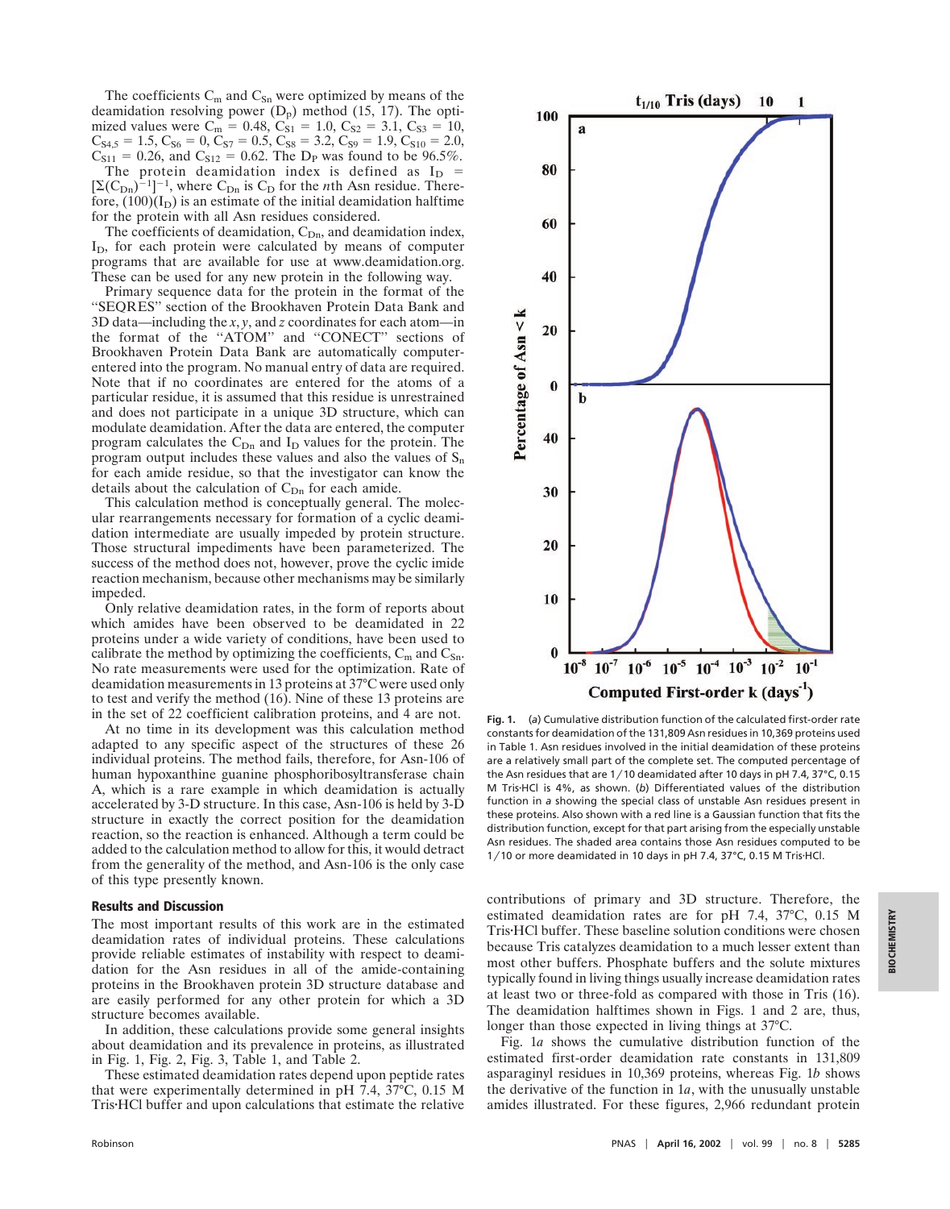The coefficients $C_m$ and $C_{Sn}$ were optimized by means of the deamidation resolving power ($D_p$) method (15, 17). The optimized values were $C_m = 0.48$, $C_{S1} = 1.0$, $C_{S2} = 3.1$, $C_{S3} = 10$, $C_{S4,5} = 1.5$, $C_{S6} = 0$, $C_{S7} = 0.5$, $C_{S8} = 3.2$, $C_{S9} = 1.9$, $C_{S10} = 2.0$, $C_{S11} = 0.26$, and $C_{S12} = 0.62$. The $D_P$ was found to be 96.5%.

The protein deamidation index is defined as $I_D = [\Sigma(C_{Dn})^{-1}]^{-1}$, where $C_{Dn}$ is $C_D$ for the *n*th Asn residue. Therefore, $(100)(I_D)$ is an estimate of the initial deamidation halftime for the protein with all Asn residues considered.

The coefficients of deamidation, $C_{Dn}$, and deamidation index, $I_D$, for each protein were calculated by means of computer programs that are available for use at www.deamidation.org. These can be used for any new protein in the following way.

Primary sequence data for the protein in the format of the "SEQRES" section of the Brookhaven Protein Data Bank and 3D data—including the *x*, *y*, and *z* coordinates for each atom—in the format of the "ATOM" and "CONECT" sections of Brookhaven Protein Data Bank are automatically computer-entered into the program. No manual entry of data are required. Note that if no coordinates are entered for the atoms of a particular residue, it is assumed that this residue is unrestrained and does not participate in a unique 3D structure, which can modulate deamidation. After the data are entered, the computer program calculates the $C_{Dn}$ and $I_D$ values for the protein. The program output includes these values and also the values of $S_n$ for each amide residue, so that the investigator can know the details about the calculation of $C_{Dn}$ for each amide.

This calculation method is conceptually general. The molecular rearrangements necessary for formation of a cyclic deamidation intermediate are usually impeded by protein structure. Those structural impediments have been parameterized. The success of the method does not, however, prove the cyclic imide reaction mechanism, because other mechanisms may be similarly impeded.

Only relative deamidation rates, in the form of reports about which amides have been observed to be deamidated in 22 proteins under a wide variety of conditions, have been used to calibrate the method by optimizing the coefficients, $C_m$ and $C_{Sn}$. No rate measurements were used for the optimization. Rate of deamidation measurements in 13 proteins at 37°C were used only to test and verify the method (16). Nine of these 13 proteins are in the set of 22 coefficient calibration proteins, and 4 are not.

At no time in its development was this calculation method adapted to any specific aspect of the structures of these 26 individual proteins. The method fails, therefore, for Asn-106 of human hypoxanthine guanine phosphoribosyltransferase chain A, which is a rare example in which deamidation is actually accelerated by 3-D structure. In this case, Asn-106 is held by 3-D structure in exactly the correct position for the deamidation reaction, so the reaction is enhanced. Although a term could be added to the calculation method to allow for this, it would detract from the generality of the method, and Asn-106 is the only case of this type presently known.

## Results and Discussion

The most important results of this work are in the estimated deamidation rates of individual proteins. These calculations provide reliable estimates of instability with respect to deamidation for the Asn residues in all of the amide-containing proteins in the Brookhaven protein 3D structure database and are easily performed for any other protein for which a 3D structure becomes available.

In addition, these calculations provide some general insights about deamidation and its prevalence in proteins, as illustrated in Fig. 1, Fig. 2, Fig. 3, Table 1, and Table 2.

These estimated deamidation rates depend upon peptide rates that were experimentally determined in pH 7.4, 37°C, 0.15 M Tris·HCl buffer and upon calculations that estimate the relative contributions of primary and 3D structure. Therefore, the estimated deamidation rates are for pH 7.4, 37°C, 0.15 M Tris·HCl buffer. These baseline solution conditions were chosen because Tris catalyzes deamidation to a much lesser extent than most other buffers. Phosphate buffers and the solute mixtures typically found in living things usually increase deamidation rates at least two or three-fold as compared with those in Tris (16). The deamidation halftimes shown in Figs. 1 and 2 are, thus, longer than those expected in living things at 37°C.

**Fig. 1.** (*a*) Cumulative distribution function of the calculated first-order rate constants for deamidation of the 131,809 Asn residues in 10,369 proteins used in Table 1. Asn residues involved in the initial deamidation of these proteins are a relatively small part of the complete set. The computed percentage of the Asn residues that are 1/10 deamidated after 10 days in pH 7.4, 37°C, 0.15 M Tris·HCl is 4%, as shown. (*b*) Differentiated values of the distribution function in *a* showing the special class of unstable Asn residues present in these proteins. Also shown with a red line is a Gaussian function that fits the distribution function, except for that part arising from the especially unstable Asn residues. The shaded area contains those Asn residues computed to be 1/10 or more deamidated in 10 days in pH 7.4, 37°C, 0.15 M Tris·HCl.

Fig. 1*a* shows the cumulative distribution function of the estimated first-order deamidation rate constants in 131,809 asparaginyl residues in 10,369 proteins, whereas Fig. 1*b* shows the derivative of the function in 1*a*, with the unusually unstable amides illustrated. For these figures, 2,966 redundant protein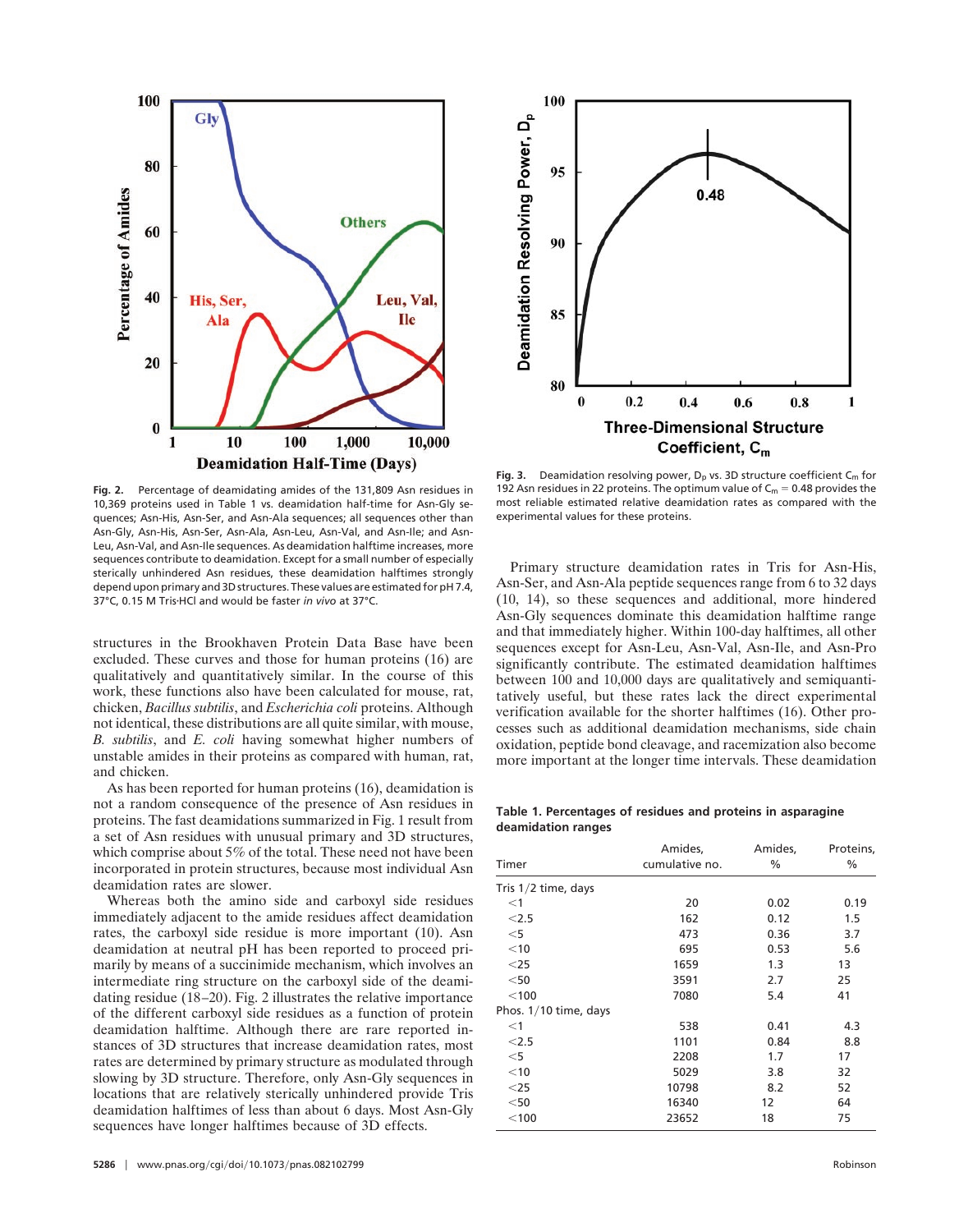Fig. 2. Percentage of deamidating amides of the 131,809 Asn residues in 10,369 proteins used in Table 1 vs. deamidation half-time for Asn-Gly sequences; Asn-His, Asn-Ser, and Asn-Ala sequences; all sequences other than Asn-Gly, Asn-His, Asn-Ser, Asn-Ala, Asn-Leu, Asn-Val, and Asn-Ile; and Asn-Leu, Asn-Val, and Asn-Ile sequences. As deamidation halftime increases, more sequences contribute to deamidation. Except for a small number of especially sterically unhindered Asn residues, these deamidation halftimes strongly depend upon primary and 3D structures. These values are estimated for pH 7.4, 37°C, 0.15 M Tris·HCl and would be faster *in vivo* at 37°C.

structures in the Brookhaven Protein Data Base have been excluded. These curves and those for human proteins (16) are qualitatively and quantitatively similar. In the course of this work, these functions also have been calculated for mouse, rat, chicken, *Bacillus subtilis*, and *Escherichia coli* proteins. Although not identical, these distributions are all quite similar, with mouse, *B. subtilis*, and *E. coli* having somewhat higher numbers of unstable amides in their proteins as compared with human, rat, and chicken.

As has been reported for human proteins (16), deamidation is not a random consequence of the presence of Asn residues in proteins. The fast deamidations summarized in Fig. 1 result from a set of Asn residues with unusual primary and 3D structures, which comprise about 5% of the total. These need not have been incorporated in protein structures, because most individual Asn deamidation rates are slower.

Whereas both the amino side and carboxyl side residues immediately adjacent to the amide residues affect deamidation rates, the carboxyl side residue is more important (10). Asn deamidation at neutral pH has been reported to proceed primarily by means of a succinimide mechanism, which involves an intermediate ring structure on the carboxyl side of the deamidating residue (18–20). Fig. 2 illustrates the relative importance of the different carboxyl side residues as a function of protein deamidation halftime. Although there are rare reported instances of 3D structures that increase deamidation rates, most rates are determined by primary structure as modulated through slowing by 3D structure. Therefore, only Asn-Gly sequences in locations that are relatively sterically unhindered provide Tris deamidation halftimes of less than about 6 days. Most Asn-Gly sequences have longer halftimes because of 3D effects.

Fig. 3. Deamidation resolving power, $D_P$ vs. 3D structure coefficient $C_m$ for 192 Asn residues in 22 proteins. The optimum value of $C_m = 0.48$ provides the most reliable estimated relative deamidation rates as compared with the experimental values for these proteins.

Primary structure deamidation rates in Tris for Asn-His, Asn-Ser, and Asn-Ala peptide sequences range from 6 to 32 days (10, 14), so these sequences and additional, more hindered Asn-Gly sequences dominate this deamidation halftime range and that immediately higher. Within 100-day halftimes, all other sequences except for Asn-Leu, Asn-Val, Asn-Ile, and Asn-Pro significantly contribute. The estimated deamidation halftimes between 100 and 10,000 days are qualitatively and semiquantitatively useful, but these rates lack the direct experimental verification available for the shorter halftimes (16). Other processes such as additional deamidation mechanisms, side chain oxidation, peptide bond cleavage, and racemization also become more important at the longer time intervals. These deamidation

**Table 1. Percentages of residues and proteins in asparagine deamidation ranges**

| Timer | Amides, cumulative no. | Amides, % | Proteins, % |
|---|---|---|---|
| Tris 1/2 time, days | | | |
| <1 | 20 | 0.02 | 0.19 |
| <2.5 | 162 | 0.12 | 1.5 |
| <5 | 473 | 0.36 | 3.7 |
| <10 | 695 | 0.53 | 5.6 |
| <25 | 1659 | 1.3 | 13 |
| <50 | 3591 | 2.7 | 25 |
| <100 | 7080 | 5.4 | 41 |
| Phos. 1/10 time, days | | | |
| <1 | 538 | 0.41 | 4.3 |
| <2.5 | 1101 | 0.84 | 8.8 |
| <5 | 2208 | 1.7 | 17 |
| <10 | 5029 | 3.8 | 32 |
| <25 | 10798 | 8.2 | 52 |
| <50 | 16340 | 12 | 64 |
| <100 | 23652 | 18 | 75 |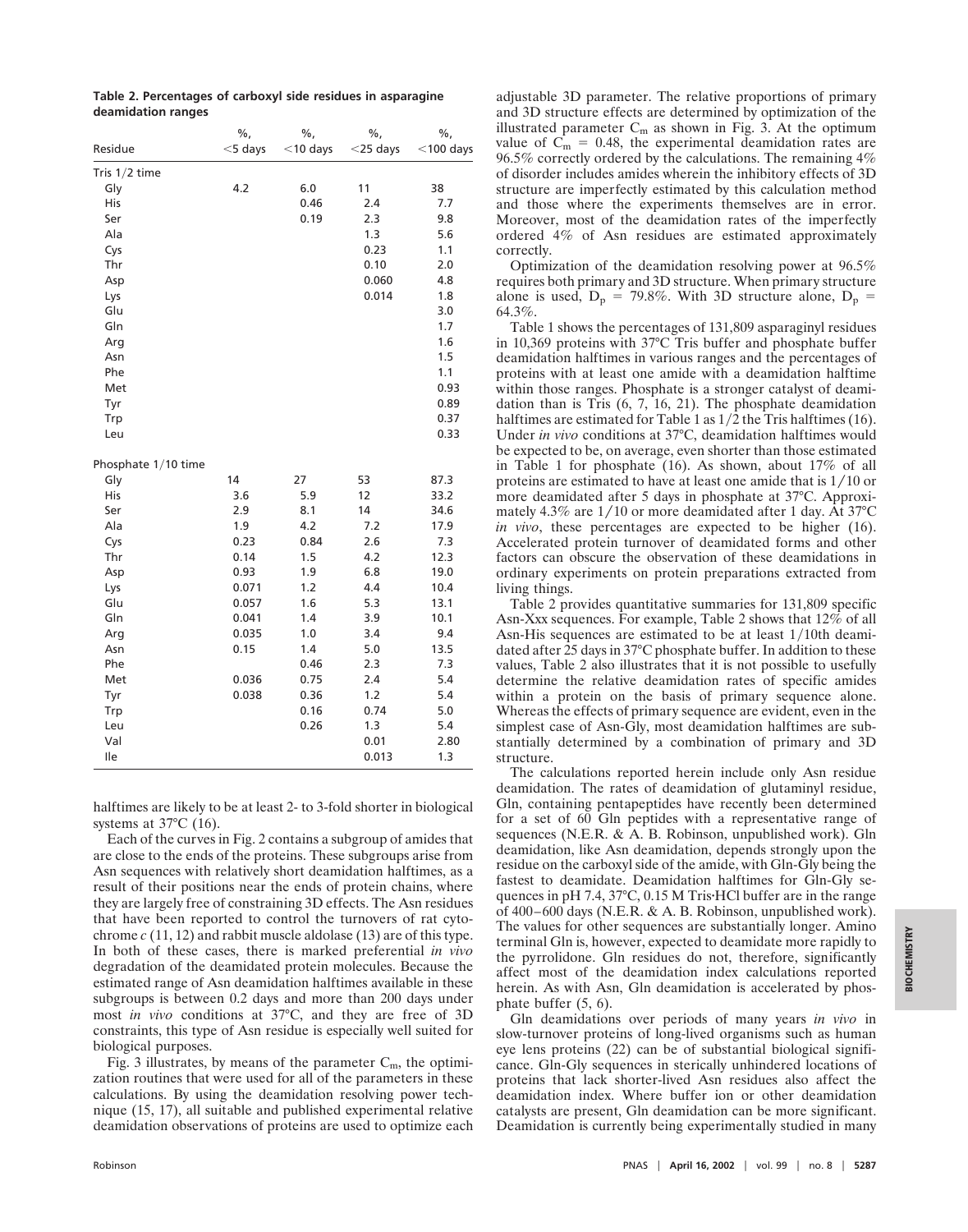**Table 2. Percentages of carboxyl side residues in asparagine deamidation ranges**

| Residue | %, <5 days | %, <10 days | %, <25 days | %, <100 days |
|---|---|---|---|---|
| Tris 1/2 time | | | | |
| Gly | 4.2 | 6.0 | 11 | 38 |
| His | | 0.46 | 2.4 | 7.7 |
| Ser | | 0.19 | 2.3 | 9.8 |
| Ala | | | 1.3 | 5.6 |
| Cys | | | 0.23 | 1.1 |
| Thr | | | 0.10 | 2.0 |
| Asp | | | 0.060 | 4.8 |
| Lys | | | 0.014 | 1.8 |
| Glu | | | | 3.0 |
| Gln | | | | 1.7 |
| Arg | | | | 1.6 |
| Asn | | | | 1.5 |
| Phe | | | | 1.1 |
| Met | | | | 0.93 |
| Tyr | | | | 0.89 |
| Trp | | | | 0.37 |
| Leu | | | | 0.33 |
| Phosphate 1/10 time | | | | |
| Gly | 14 | 27 | 53 | 87.3 |
| His | 3.6 | 5.9 | 12 | 33.2 |
| Ser | 2.9 | 8.1 | 14 | 34.6 |
| Ala | 1.9 | 4.2 | 7.2 | 17.9 |
| Cys | 0.23 | 0.84 | 2.6 | 7.3 |
| Thr | 0.14 | 1.5 | 4.2 | 12.3 |
| Asp | 0.93 | 1.9 | 6.8 | 19.0 |
| Lys | 0.071 | 1.2 | 4.4 | 10.4 |
| Glu | 0.057 | 1.6 | 5.3 | 13.1 |
| Gln | 0.041 | 1.4 | 3.9 | 10.1 |
| Arg | 0.035 | 1.0 | 3.4 | 9.4 |
| Asn | 0.15 | 1.4 | 5.0 | 13.5 |
| Phe | | 0.46 | 2.3 | 7.3 |
| Met | 0.036 | 0.75 | 2.4 | 5.4 |
| Tyr | 0.038 | 0.36 | 1.2 | 5.4 |
| Trp | | 0.16 | 0.74 | 5.0 |
| Leu | | 0.26 | 1.3 | 5.4 |
| Val | | | 0.01 | 2.80 |
| Ile | | | 0.013 | 1.3 |

halftimes are likely to be at least 2- to 3-fold shorter in biological systems at 37°C (16).

Each of the curves in Fig. 2 contains a subgroup of amides that are close to the ends of the proteins. These subgroups arise from Asn sequences with relatively short deamidation halftimes, as a result of their positions near the ends of protein chains, where they are largely free of constraining 3D effects. The Asn residues that have been reported to control the turnovers of rat cytochrome *c* (11, 12) and rabbit muscle aldolase (13) are of this type. In both of these cases, there is marked preferential *in vivo* degradation of the deamidated protein molecules. Because the estimated range of Asn deamidation halftimes available in these subgroups is between 0.2 days and more than 200 days under most *in vivo* conditions at 37°C, and they are free of 3D constraints, this type of Asn residue is especially well suited for biological purposes.

Fig. 3 illustrates, by means of the parameter $C_m$, the optimization routines that were used for all of the parameters in these calculations. By using the deamidation resolving power technique (15, 17), all suitable and published experimental relative deamidation observations of proteins are used to optimize each adjustable 3D parameter. The relative proportions of primary and 3D structure effects are determined by optimization of the illustrated parameter $C_m$ as shown in Fig. 3. At the optimum value of $C_m = 0.48$, the experimental deamidation rates are 96.5% correctly ordered by the calculations. The remaining 4% of disorder includes amides wherein the inhibitory effects of 3D structure are imperfectly estimated by this calculation method and those where the experiments themselves are in error. Moreover, most of the deamidation rates of the imperfectly ordered 4% of Asn residues are estimated approximately correctly.

Optimization of the deamidation resolving power at 96.5% requires both primary and 3D structure. When primary structure alone is used, $D_p = 79.8\%$. With 3D structure alone, $D_p = 64.3\%$.

Table 1 shows the percentages of 131,809 asparaginyl residues in 10,369 proteins with 37°C Tris buffer and phosphate buffer deamidation halftimes in various ranges and the percentages of proteins with at least one amide with a deamidation halftime within those ranges. Phosphate is a stronger catalyst of deamidation than is Tris (6, 7, 16, 21). The phosphate deamidation halftimes are estimated for Table 1 as 1/2 the Tris halftimes (16). Under *in vivo* conditions at 37°C, deamidation halftimes would be expected to be, on average, even shorter than those estimated in Table 1 for phosphate (16). As shown, about 17% of all proteins are estimated to have at least one amide that is 1/10 or more deamidated after 5 days in phosphate at 37°C. Approximately 4.3% are 1/10 or more deamidated after 1 day. At 37°C *in vivo*, these percentages are expected to be higher (16). Accelerated protein turnover of deamidated forms and other factors can obscure the observation of these deamidations in ordinary experiments on protein preparations extracted from living things.

Table 2 provides quantitative summaries for 131,809 specific Asn-Xxx sequences. For example, Table 2 shows that 12% of all Asn-His sequences are estimated to be at least 1/10th deamidated after 25 days in 37°C phosphate buffer. In addition to these values, Table 2 also illustrates that it is not possible to usefully determine the relative deamidation rates of specific amides within a protein on the basis of primary sequence alone. Whereas the effects of primary sequence are evident, even in the simplest case of Asn-Gly, most deamidation halftimes are substantially determined by a combination of primary and 3D structure.

The calculations reported herein include only Asn residue deamidation. The rates of deamidation of glutaminyl residue, Gln, containing pentapeptides have recently been determined for a set of 60 Gln peptides with a representative range of sequences (N.E.R. & A. B. Robinson, unpublished work). Gln deamidation, like Asn deamidation, depends strongly upon the residue on the carboxyl side of the amide, with Gln-Gly being the fastest to deamidate. Deamidation halftimes for Gln-Gly sequences in pH 7.4, 37°C, 0.15 M Tris·HCl buffer are in the range of 400–600 days (N.E.R. & A. B. Robinson, unpublished work). The values for other sequences are substantially longer. Amino terminal Gln is, however, expected to deamidate more rapidly to the pyrrolidone. Gln residues do not, therefore, significantly affect most of the deamidation index calculations reported herein. As with Asn, Gln deamidation is accelerated by phosphate buffer (5, 6).

Gln deamidations over periods of many years *in vivo* in slow-turnover proteins of long-lived organisms such as human eye lens proteins (22) can be of substantial biological significance. Gln-Gly sequences in sterically unhindered locations of proteins that lack shorter-lived Asn residues also affect the deamidation index. Where buffer ion or other deamidation catalysts are present, Gln deamidation can be more significant. Deamidation is currently being experimentally studied in many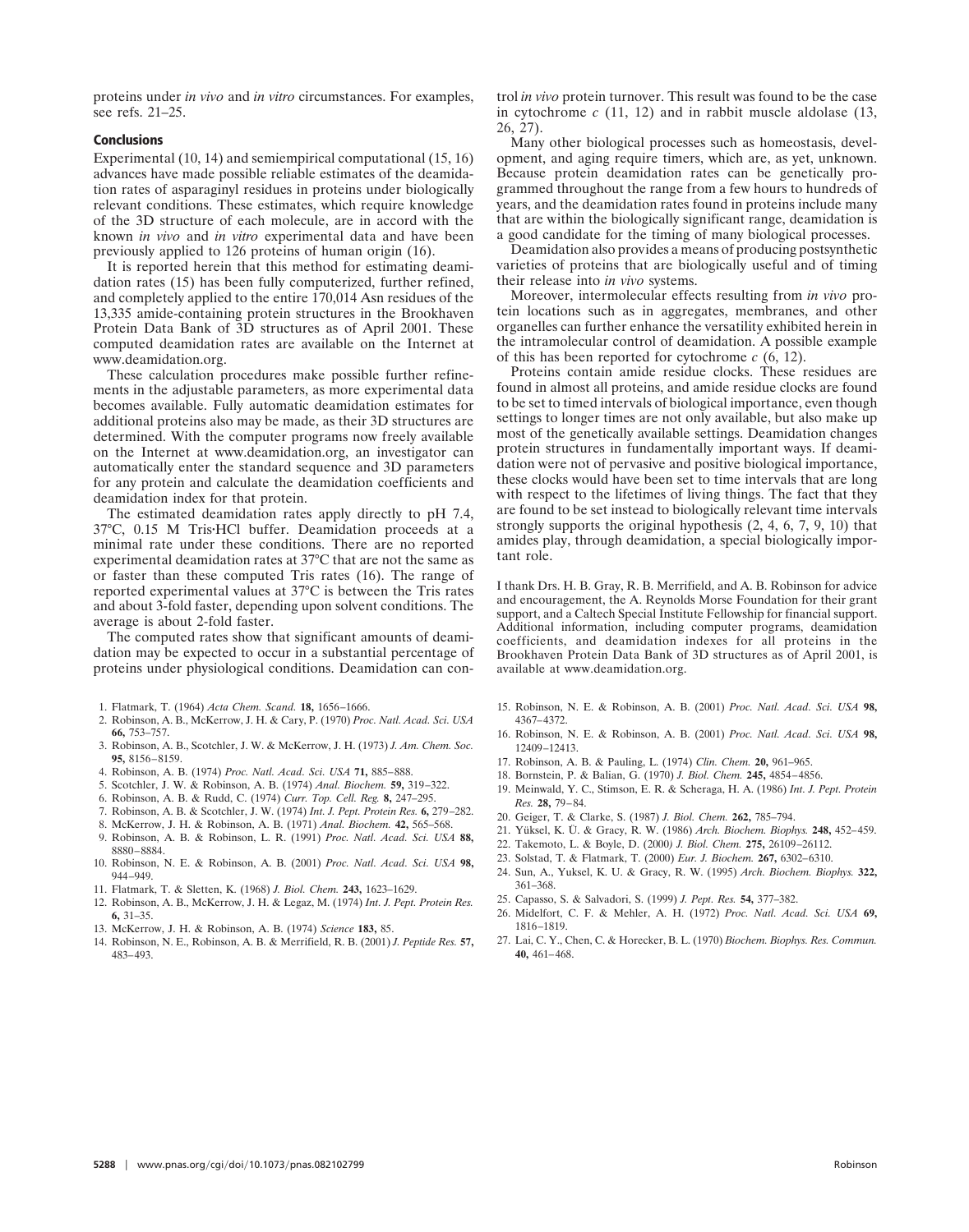proteins under *in vivo* and *in vitro* circumstances. For examples, see refs. 21–25.

## Conclusions

Experimental (10, 14) and semiempirical computational (15, 16) advances have made possible reliable estimates of the deamidation rates of asparaginyl residues in proteins under biologically relevant conditions. These estimates, which require knowledge of the 3D structure of each molecule, are in accord with the known *in vivo* and *in vitro* experimental data and have been previously applied to 126 proteins of human origin (16).

It is reported herein that this method for estimating deamidation rates (15) has been fully computerized, further refined, and completely applied to the entire 170,014 Asn residues of the 13,335 amide-containing protein structures in the Brookhaven Protein Data Bank of 3D structures as of April 2001. These computed deamidation rates are available on the Internet at www.deamidation.org.

These calculation procedures make possible further refinements in the adjustable parameters, as more experimental data becomes available. Fully automatic deamidation estimates for additional proteins also may be made, as their 3D structures are determined. With the computer programs now freely available on the Internet at www.deamidation.org, an investigator can automatically enter the standard sequence and 3D parameters for any protein and calculate the deamidation coefficients and deamidation index for that protein.

The estimated deamidation rates apply directly to pH 7.4, 37°C, 0.15 M Tris·HCl buffer. Deamidation proceeds at a minimal rate under these conditions. There are no reported experimental deamidation rates at 37°C that are not the same as or faster than these computed Tris rates (16). The range of reported experimental values at 37°C is between the Tris rates and about 3-fold faster, depending upon solvent conditions. The average is about 2-fold faster.

The computed rates show that significant amounts of deamidation may be expected to occur in a substantial percentage of proteins under physiological conditions. Deamidation can control *in vivo* protein turnover. This result was found to be the case in cytochrome *c* (11, 12) and in rabbit muscle aldolase (13, 26, 27).

Many other biological processes such as homeostasis, development, and aging require timers, which are, as yet, unknown. Because protein deamidation rates can be genetically programmed throughout the range from a few hours to hundreds of years, and the deamidation rates found in proteins include many that are within the biologically significant range, deamidation is a good candidate for the timing of many biological processes.

Deamidation also provides a means of producing postsynthetic varieties of proteins that are biologically useful and of timing their release into *in vivo* systems.

Moreover, intermolecular effects resulting from *in vivo* protein locations such as in aggregates, membranes, and other organelles can further enhance the versatility exhibited herein in the intramolecular control of deamidation. A possible example of this has been reported for cytochrome *c* (6, 12).

Proteins contain amide residue clocks. These residues are found in almost all proteins, and amide residue clocks are found to be set to timed intervals of biological importance, even though settings to longer times are not only available, but also make up most of the genetically available settings. Deamidation changes protein structures in fundamentally important ways. If deamidation were not of pervasive and positive biological importance, these clocks would have been set to time intervals that are long with respect to the lifetimes of living things. The fact that they are found to be set instead to biologically relevant time intervals strongly supports the original hypothesis (2, 4, 6, 7, 9, 10) that amides play, through deamidation, a special biologically important role.

I thank Drs. H. B. Gray, R. B. Merrifield, and A. B. Robinson for advice and encouragement, the A. Reynolds Morse Foundation for their grant support, and a Caltech Special Institute Fellowship for financial support. Additional information, including computer programs, deamidation coefficients, and deamidation indexes for all proteins in the Brookhaven Protein Data Bank of 3D structures as of April 2001, is available at www.deamidation.org.

1. Flatmark, T. (1964) *Acta Chem. Scand.* **18,** 1656–1666.
2. Robinson, A. B., McKerrow, J. H. & Cary, P. (1970) *Proc. Natl. Acad. Sci. USA* **66,** 753–757.
3. Robinson, A. B., Scotchler, J. W. & McKerrow, J. H. (1973) *J. Am. Chem. Soc.* **95,** 8156–8159.
4. Robinson, A. B. (1974) *Proc. Natl. Acad. Sci. USA* **71,** 885–888.
5. Scotchler, J. W. & Robinson, A. B. (1974) *Anal. Biochem.* **59,** 319–322.
6. Robinson, A. B. & Rudd, C. (1974) *Curr. Top. Cell. Reg.* **8,** 247–295.
7. Robinson, A. B. & Scotchler, J. W. (1974) *Int. J. Pept. Protein Res.* **6,** 279–282.
8. McKerrow, J. H. & Robinson, A. B. (1971) *Anal. Biochem.* **42,** 565–568.
9. Robinson, A. B. & Robinson, L. R. (1991) *Proc. Natl. Acad. Sci. USA* **88,** 8880–8884.
10. Robinson, N. E. & Robinson, A. B. (2001) *Proc. Natl. Acad. Sci. USA* **98,** 944–949.
11. Flatmark, T. & Sletten, K. (1968) *J. Biol. Chem.* **243,** 1623–1629.
12. Robinson, A. B., McKerrow, J. H. & Legaz, M. (1974) *Int. J. Pept. Protein Res.* **6,** 31–35.
13. McKerrow, J. H. & Robinson, A. B. (1974) *Science* **183,** 85.
14. Robinson, N. E., Robinson, A. B. & Merrifield, R. B. (2001) *J. Peptide Res.* **57,** 483–493.
15. Robinson, N. E. & Robinson, A. B. (2001) *Proc. Natl. Acad. Sci. USA* **98,** 4367–4372.
16. Robinson, N. E. & Robinson, A. B. (2001) *Proc. Natl. Acad. Sci. USA* **98,** 12409–12413.
17. Robinson, A. B. & Pauling, L. (1974) *Clin. Chem.* **20,** 961–965.
18. Bornstein, P. & Balian, G. (1970) *J. Biol. Chem.* **245,** 4854–4856.
19. Meinwald, Y. C., Stimson, E. R. & Scheraga, H. A. (1986) *Int. J. Pept. Protein Res.* **28,** 79–84.
20. Geiger, T. & Clarke, S. (1987) *J. Biol. Chem.* **262,** 785–794.
21. Yüksel, K. Ü. & Gracy, R. W. (1986) *Arch. Biochem. Biophys.* **248,** 452–459.
22. Takemoto, L. & Boyle, D. (2000) *J. Biol. Chem.* **275,** 26109–26112.
23. Solstad, T. & Flatmark, T. (2000) *Eur. J. Biochem.* **267,** 6302–6310.
24. Sun, A., Yuksel, K. U. & Gracy, R. W. (1995) *Arch. Biochem. Biophys.* **322,** 361–368.
25. Capasso, S. & Salvadori, S. (1999) *J. Pept. Res.* **54,** 377–382.
26. Midelfort, C. F. & Mehler, A. H. (1972) *Proc. Natl. Acad. Sci. USA* **69,** 1816–1819.
27. Lai, C. Y., Chen, C. & Horecker, B. L. (1970) *Biochem. Biophys. Res. Commun.* **40,** 461–468.